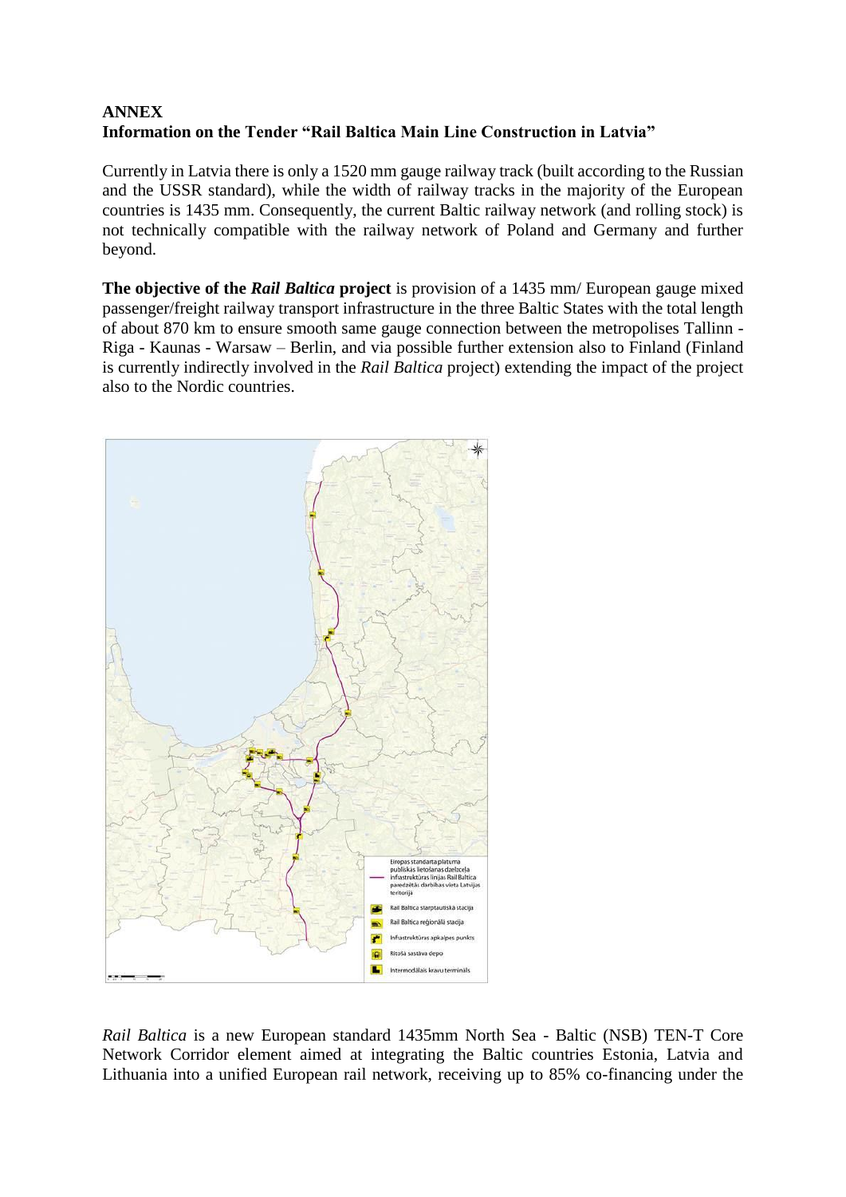**ANNEX**
**Information on the Tender "Rail Baltica Main Line Construction in Latvia"**

Currently in Latvia there is only a 1520 mm gauge railway track (built according to the Russian and the USSR standard), while the width of railway tracks in the majority of the European countries is 1435 mm. Consequently, the current Baltic railway network (and rolling stock) is not technically compatible with the railway network of Poland and Germany and further beyond.

**The objective of the *Rail Baltica* project** is provision of a 1435 mm/ European gauge mixed passenger/freight railway transport infrastructure in the three Baltic States with the total length of about 870 km to ensure smooth same gauge connection between the metropolises Tallinn - Riga - Kaunas - Warsaw – Berlin, and via possible further extension also to Finland (Finland is currently indirectly involved in the *Rail Baltica* project) extending the impact of the project also to the Nordic countries.

Eiropas standarta platuma publiskās lietošanas dzelzceļa infrastruktūras līnijas Rail Baltica paredzētās darbības vieta Latvijas teritorijā

Rail Baltica starptautiskā stacija

Rail Baltica reģionālā stacija

Infrastruktūras apkalpes punkts

Ritošā sastāva depo

Intermodālais kravu terminālis

*Rail Baltica* is a new European standard 1435mm North Sea - Baltic (NSB) TEN-T Core Network Corridor element aimed at integrating the Baltic countries Estonia, Latvia and Lithuania into a unified European rail network, receiving up to 85% co-financing under the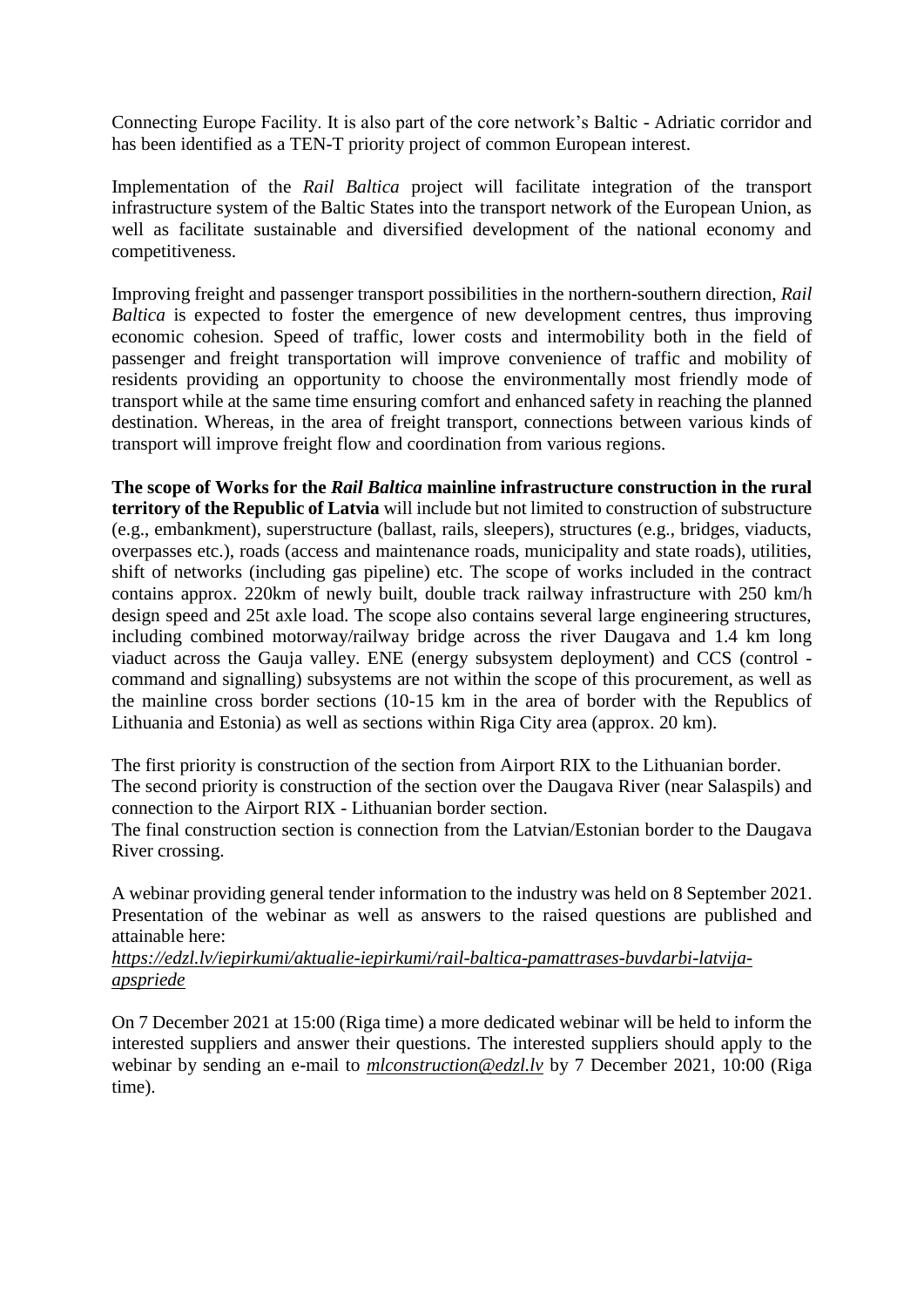Connecting Europe Facility. It is also part of the core network's Baltic - Adriatic corridor and has been identified as a TEN-T priority project of common European interest.

Implementation of the *Rail Baltica* project will facilitate integration of the transport infrastructure system of the Baltic States into the transport network of the European Union, as well as facilitate sustainable and diversified development of the national economy and competitiveness.

Improving freight and passenger transport possibilities in the northern-southern direction, *Rail Baltica* is expected to foster the emergence of new development centres, thus improving economic cohesion. Speed of traffic, lower costs and intermobility both in the field of passenger and freight transportation will improve convenience of traffic and mobility of residents providing an opportunity to choose the environmentally most friendly mode of transport while at the same time ensuring comfort and enhanced safety in reaching the planned destination. Whereas, in the area of freight transport, connections between various kinds of transport will improve freight flow and coordination from various regions.

**The scope of Works for the *Rail Baltica* mainline infrastructure construction in the rural territory of the Republic of Latvia** will include but not limited to construction of substructure (e.g., embankment), superstructure (ballast, rails, sleepers), structures (e.g., bridges, viaducts, overpasses etc.), roads (access and maintenance roads, municipality and state roads), utilities, shift of networks (including gas pipeline) etc. The scope of works included in the contract contains approx. 220km of newly built, double track railway infrastructure with 250 km/h design speed and 25t axle load. The scope also contains several large engineering structures, including combined motorway/railway bridge across the river Daugava and 1.4 km long viaduct across the Gauja valley. ENE (energy subsystem deployment) and CCS (control - command and signalling) subsystems are not within the scope of this procurement, as well as the mainline cross border sections (10-15 km in the area of border with the Republics of Lithuania and Estonia) as well as sections within Riga City area (approx. 20 km).

The first priority is construction of the section from Airport RIX to the Lithuanian border.
The second priority is construction of the section over the Daugava River (near Salaspils) and connection to the Airport RIX - Lithuanian border section.
The final construction section is connection from the Latvian/Estonian border to the Daugava River crossing.

A webinar providing general tender information to the industry was held on 8 September 2021. Presentation of the webinar as well as answers to the raised questions are published and attainable here:
*https://edzl.lv/iepirkumi/aktualie-iepirkumi/rail-baltica-pamattrases-buvdarbi-latvija-apspriede*

On 7 December 2021 at 15:00 (Riga time) a more dedicated webinar will be held to inform the interested suppliers and answer their questions. The interested suppliers should apply to the webinar by sending an e-mail to *mlconstruction@edzl.lv* by 7 December 2021, 10:00 (Riga time).